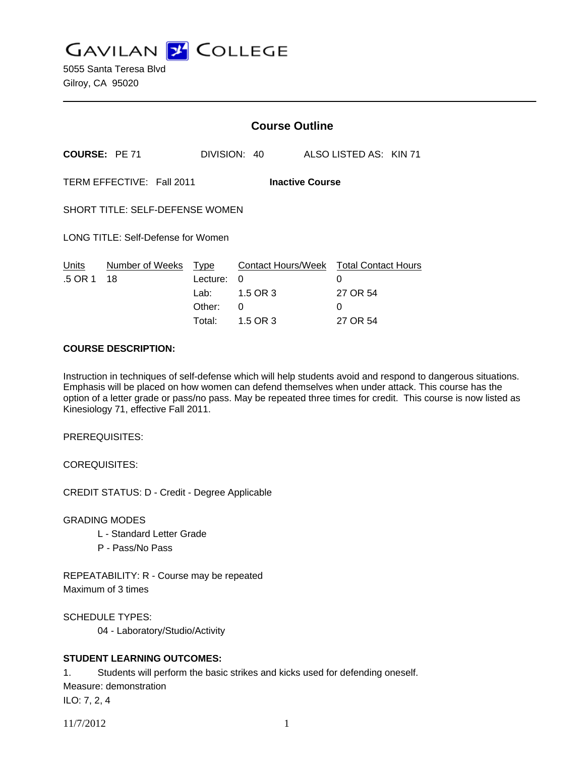# GAVILAN COLLEGE

5055 Santa Teresa Blvd
Gilroy, CA 95020

---

## Course Outline

**COURSE:** PE 71 DIVISION: 40 ALSO LISTED AS: KIN 71

TERM EFFECTIVE: Fall 2011 **Inactive Course**

SHORT TITLE: SELF-DEFENSE WOMEN

LONG TITLE: Self-Defense for Women

| Units | Number of Weeks | Type | Contact Hours/Week | Total Contact Hours |
|---|---|---|---|---|
| .5 OR 1 | 18 | Lecture: | 0 | 0 |
| | | Lab: | 1.5 OR 3 | 27 OR 54 |
| | | Other: | 0 | 0 |
| | | Total: | 1.5 OR 3 | 27 OR 54 |

**COURSE DESCRIPTION:**

Instruction in techniques of self-defense which will help students avoid and respond to dangerous situations. Emphasis will be placed on how women can defend themselves when under attack. This course has the option of a letter grade or pass/no pass. May be repeated three times for credit. This course is now listed as Kinesiology 71, effective Fall 2011.

PREREQUISITES:

COREQUISITES:

CREDIT STATUS: D - Credit - Degree Applicable

GRADING MODES
- L - Standard Letter Grade
- P - Pass/No Pass

REPEATABILITY: R - Course may be repeated
Maximum of 3 times

SCHEDULE TYPES:
- 04 - Laboratory/Studio/Activity

**STUDENT LEARNING OUTCOMES:**

1. Students will perform the basic strikes and kicks used for defending oneself.
Measure: demonstration
ILO: 7, 2, 4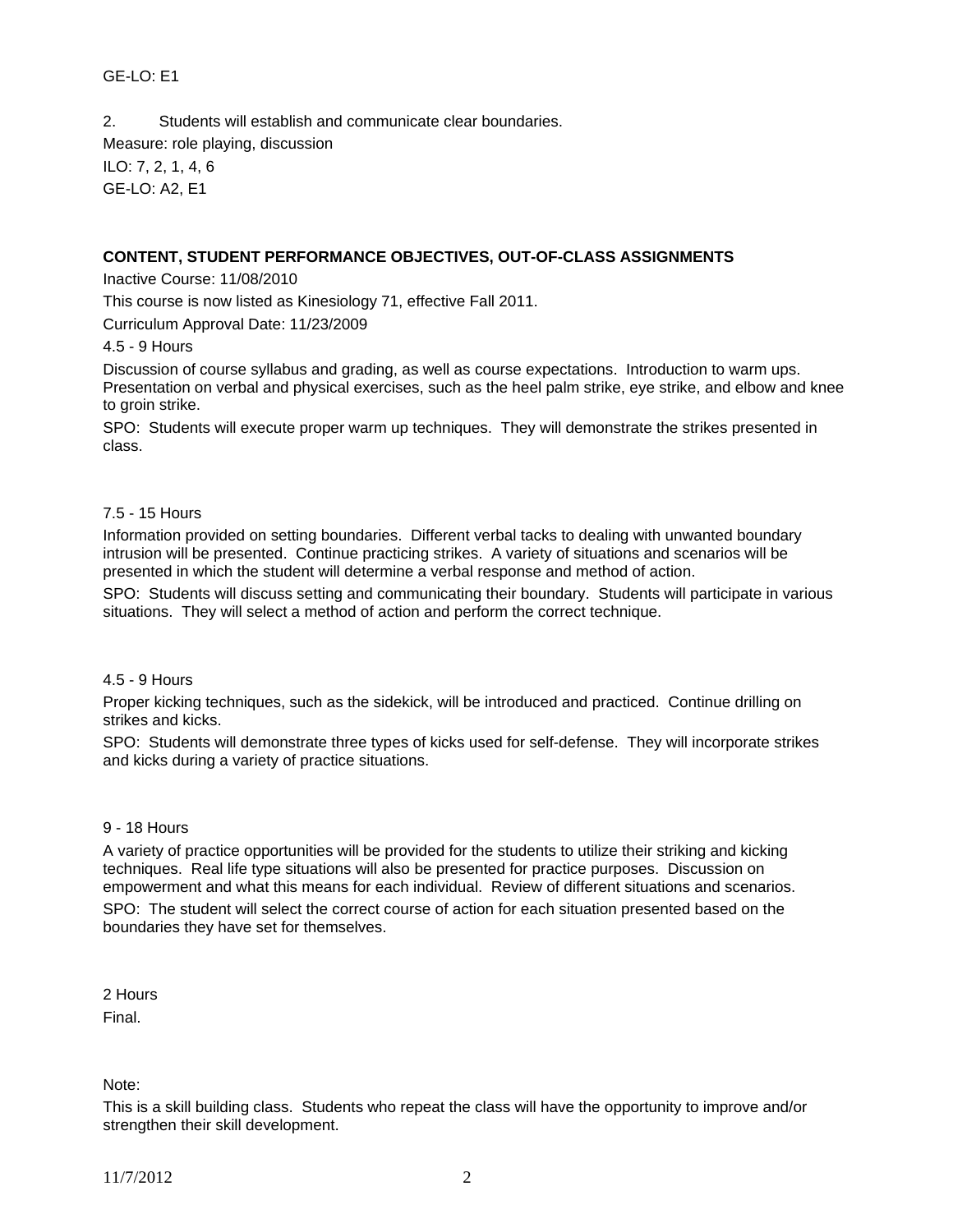GE-LO: E1

2. Students will establish and communicate clear boundaries.

Measure: role playing, discussion

ILO: 7, 2, 1, 4, 6

GE-LO: A2, E1

**CONTENT, STUDENT PERFORMANCE OBJECTIVES, OUT-OF-CLASS ASSIGNMENTS**

Inactive Course: 11/08/2010

This course is now listed as Kinesiology 71, effective Fall 2011.

Curriculum Approval Date: 11/23/2009

4.5 - 9 Hours

Discussion of course syllabus and grading, as well as course expectations. Introduction to warm ups. Presentation on verbal and physical exercises, such as the heel palm strike, eye strike, and elbow and knee to groin strike.

SPO: Students will execute proper warm up techniques. They will demonstrate the strikes presented in class.

7.5 - 15 Hours

Information provided on setting boundaries. Different verbal tacks to dealing with unwanted boundary intrusion will be presented. Continue practicing strikes. A variety of situations and scenarios will be presented in which the student will determine a verbal response and method of action.

SPO: Students will discuss setting and communicating their boundary. Students will participate in various situations. They will select a method of action and perform the correct technique.

4.5 - 9 Hours

Proper kicking techniques, such as the sidekick, will be introduced and practiced. Continue drilling on strikes and kicks.

SPO: Students will demonstrate three types of kicks used for self-defense. They will incorporate strikes and kicks during a variety of practice situations.

9 - 18 Hours

A variety of practice opportunities will be provided for the students to utilize their striking and kicking techniques. Real life type situations will also be presented for practice purposes. Discussion on empowerment and what this means for each individual. Review of different situations and scenarios.

SPO: The student will select the correct course of action for each situation presented based on the boundaries they have set for themselves.

2 Hours

Final.

Note:

This is a skill building class. Students who repeat the class will have the opportunity to improve and/or strengthen their skill development.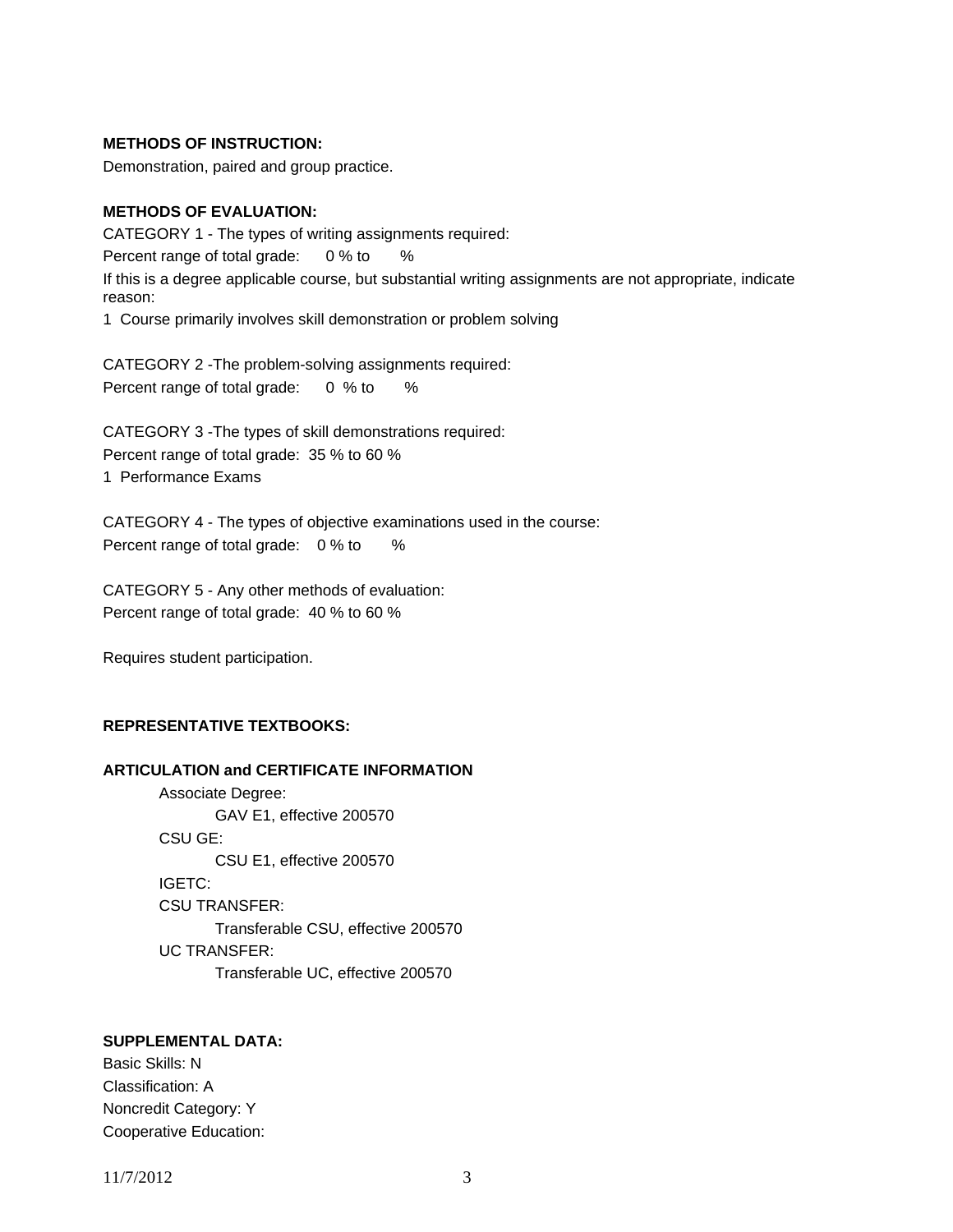**METHODS OF INSTRUCTION:**

Demonstration, paired and group practice.

**METHODS OF EVALUATION:**

CATEGORY 1 - The types of writing assignments required:

Percent range of total grade: 0 % to %

If this is a degree applicable course, but substantial writing assignments are not appropriate, indicate reason:

1 Course primarily involves skill demonstration or problem solving

CATEGORY 2 -The problem-solving assignments required:

Percent range of total grade: 0 % to %

CATEGORY 3 -The types of skill demonstrations required:

Percent range of total grade: 35 % to 60 %

1 Performance Exams

CATEGORY 4 - The types of objective examinations used in the course:

Percent range of total grade: 0 % to %

CATEGORY 5 - Any other methods of evaluation:

Percent range of total grade: 40 % to 60 %

Requires student participation.

**REPRESENTATIVE TEXTBOOKS:**

**ARTICULATION and CERTIFICATE INFORMATION**

- Associate Degree:
  - GAV E1, effective 200570
- CSU GE:
  - CSU E1, effective 200570
- IGETC:
- CSU TRANSFER:
  - Transferable CSU, effective 200570
- UC TRANSFER:
  - Transferable UC, effective 200570

**SUPPLEMENTAL DATA:**

Basic Skills: N

Classification: A

Noncredit Category: Y

Cooperative Education: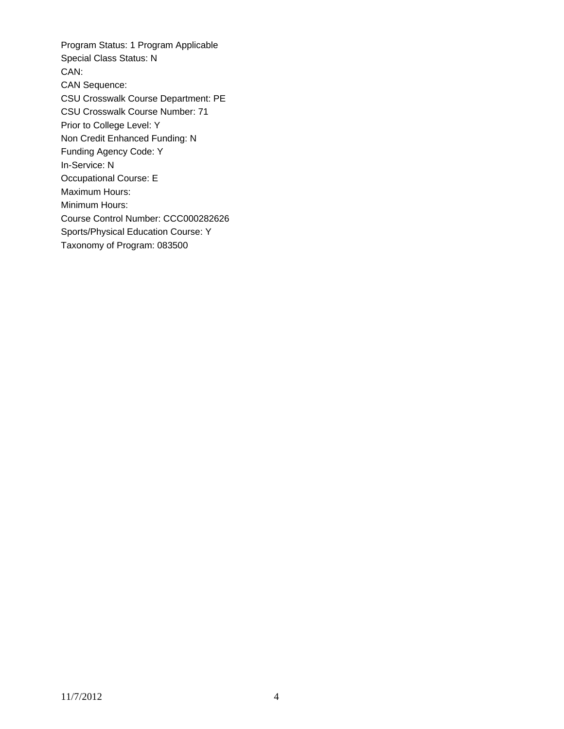Program Status: 1 Program Applicable
Special Class Status: N
CAN:
CAN Sequence:
CSU Crosswalk Course Department: PE
CSU Crosswalk Course Number: 71
Prior to College Level: Y
Non Credit Enhanced Funding: N
Funding Agency Code: Y
In-Service: N
Occupational Course: E
Maximum Hours:
Minimum Hours:
Course Control Number: CCC000282626
Sports/Physical Education Course: Y
Taxonomy of Program: 083500